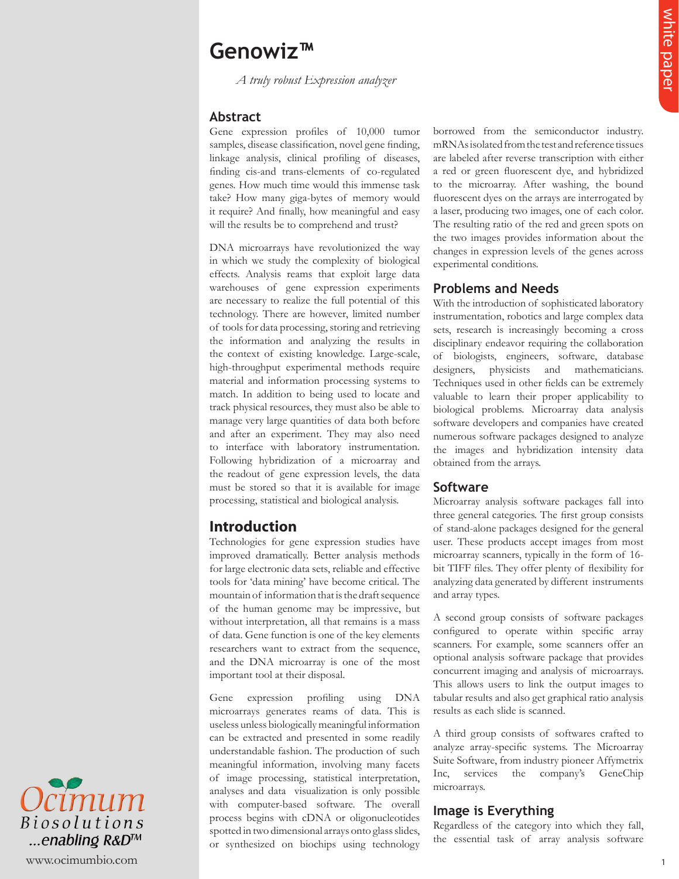# Genowiz™

*A truly robust Expression analyzer*

## Abstract

Gene expression profiles of 10,000 tumor samples, disease classification, novel gene finding, linkage analysis, clinical profiling of diseases, finding cis-and trans-elements of co-regulated genes. How much time would this immense task take? How many giga-bytes of memory would it require? And finally, how meaningful and easy will the results be to comprehend and trust?

DNA microarrays have revolutionized the way in which we study the complexity of biological effects. Analysis reams that exploit large data warehouses of gene expression experiments are necessary to realize the full potential of this technology. There are however, limited number of tools for data processing, storing and retrieving the information and analyzing the results in the context of existing knowledge. Large-scale, high-throughput experimental methods require material and information processing systems to match. In addition to being used to locate and track physical resources, they must also be able to manage very large quantities of data both before and after an experiment. They may also need to interface with laboratory instrumentation. Following hybridization of a microarray and the readout of gene expression levels, the data must be stored so that it is available for image processing, statistical and biological analysis.

## Introduction

Technologies for gene expression studies have improved dramatically. Better analysis methods for large electronic data sets, reliable and effective tools for 'data mining' have become critical. The mountain of information that is the draft sequence of the human genome may be impressive, but without interpretation, all that remains is a mass of data. Gene function is one of the key elements researchers want to extract from the sequence, and the DNA microarray is one of the most important tool at their disposal.

Gene expression profiling using DNA microarrays generates reams of data. This is useless unless biologically meaningful information can be extracted and presented in some readily understandable fashion. The production of such meaningful information, involving many facets of image processing, statistical interpretation, analyses and data visualization is only possible with computer-based software. The overall process begins with cDNA or oligonucleotides spotted in two dimensional arrays onto glass slides, or synthesized on biochips using technology borrowed from the semiconductor industry. mRNAs isolated from the test and reference tissues are labeled after reverse transcription with either a red or green fluorescent dye, and hybridized to the microarray. After washing, the bound fluorescent dyes on the arrays are interrogated by a laser, producing two images, one of each color. The resulting ratio of the red and green spots on the two images provides information about the changes in expression levels of the genes across experimental conditions.

## Problems and Needs

With the introduction of sophisticated laboratory instrumentation, robotics and large complex data sets, research is increasingly becoming a cross disciplinary endeavor requiring the collaboration of biologists, engineers, software, database designers, physicists and mathematicians. Techniques used in other fields can be extremely valuable to learn their proper applicability to biological problems. Microarray data analysis software developers and companies have created numerous software packages designed to analyze the images and hybridization intensity data obtained from the arrays.

## Software

Microarray analysis software packages fall into three general categories. The first group consists of stand-alone packages designed for the general user. These products accept images from most microarray scanners, typically in the form of 16-bit TIFF files. They offer plenty of flexibility for analyzing data generated by different instruments and array types.

A second group consists of software packages configured to operate within specific array scanners. For example, some scanners offer an optional analysis software package that provides concurrent imaging and analysis of microarrays. This allows users to link the output images to tabular results and also get graphical ratio analysis results as each slide is scanned.

A third group consists of softwares crafted to analyze array-specific systems. The Microarray Suite Software, from industry pioneer Affymetrix Inc, services the company's GeneChip microarrays.

## Image is Everything

Regardless of the category into which they fall, the essential task of array analysis software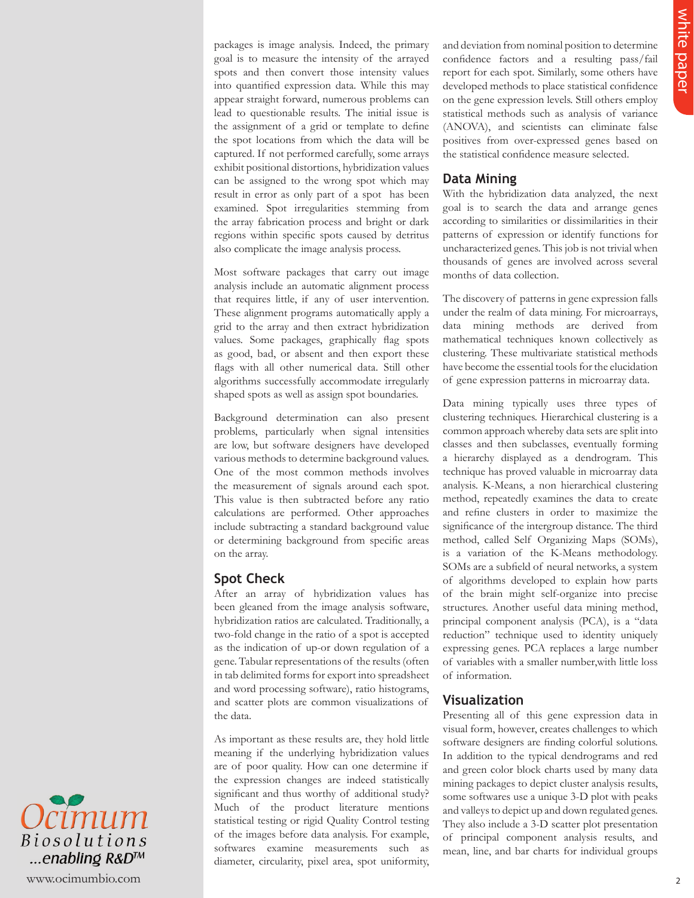packages is image analysis. Indeed, the primary goal is to measure the intensity of the arrayed spots and then convert those intensity values into quantified expression data. While this may appear straight forward, numerous problems can lead to questionable results. The initial issue is the assignment of a grid or template to define the spot locations from which the data will be captured. If not performed carefully, some arrays exhibit positional distortions, hybridization values can be assigned to the wrong spot which may result in error as only part of a spot has been examined. Spot irregularities stemming from the array fabrication process and bright or dark regions within specific spots caused by detritus also complicate the image analysis process.

Most software packages that carry out image analysis include an automatic alignment process that requires little, if any of user intervention. These alignment programs automatically apply a grid to the array and then extract hybridization values. Some packages, graphically flag spots as good, bad, or absent and then export these flags with all other numerical data. Still other algorithms successfully accommodate irregularly shaped spots as well as assign spot boundaries.

Background determination can also present problems, particularly when signal intensities are low, but software designers have developed various methods to determine background values. One of the most common methods involves the measurement of signals around each spot. This value is then subtracted before any ratio calculations are performed. Other approaches include subtracting a standard background value or determining background from specific areas on the array.

## Spot Check

After an array of hybridization values has been gleaned from the image analysis software, hybridization ratios are calculated. Traditionally, a two-fold change in the ratio of a spot is accepted as the indication of up-or down regulation of a gene. Tabular representations of the results (often in tab delimited forms for export into spreadsheet and word processing software), ratio histograms, and scatter plots are common visualizations of the data.

As important as these results are, they hold little meaning if the underlying hybridization values are of poor quality. How can one determine if the expression changes are indeed statistically significant and thus worthy of additional study? Much of the product literature mentions statistical testing or rigid Quality Control testing of the images before data analysis. For example, softwares examine measurements such as diameter, circularity, pixel area, spot uniformity, and deviation from nominal position to determine confidence factors and a resulting pass/fail report for each spot. Similarly, some others have developed methods to place statistical confidence on the gene expression levels. Still others employ statistical methods such as analysis of variance (ANOVA), and scientists can eliminate false positives from over-expressed genes based on the statistical confidence measure selected.

## Data Mining

With the hybridization data analyzed, the next goal is to search the data and arrange genes according to similarities or dissimilarities in their patterns of expression or identify functions for uncharacterized genes. This job is not trivial when thousands of genes are involved across several months of data collection.

The discovery of patterns in gene expression falls under the realm of data mining. For microarrays, data mining methods are derived from mathematical techniques known collectively as clustering. These multivariate statistical methods have become the essential tools for the elucidation of gene expression patterns in microarray data.

Data mining typically uses three types of clustering techniques. Hierarchical clustering is a common approach whereby data sets are split into classes and then subclasses, eventually forming a hierarchy displayed as a dendrogram. This technique has proved valuable in microarray data analysis. K-Means, a non hierarchical clustering method, repeatedly examines the data to create and refine clusters in order to maximize the significance of the intergroup distance. The third method, called Self Organizing Maps (SOMs), is a variation of the K-Means methodology. SOMs are a subfield of neural networks, a system of algorithms developed to explain how parts of the brain might self-organize into precise structures. Another useful data mining method, principal component analysis (PCA), is a "data reduction" technique used to identity uniquely expressing genes. PCA replaces a large number of variables with a smaller number,with little loss of information.

## Visualization

Presenting all of this gene expression data in visual form, however, creates challenges to which software designers are finding colorful solutions. In addition to the typical dendrograms and red and green color block charts used by many data mining packages to depict cluster analysis results, some softwares use a unique 3-D plot with peaks and valleys to depict up and down regulated genes. They also include a 3-D scatter plot presentation of principal component analysis results, and mean, line, and bar charts for individual groups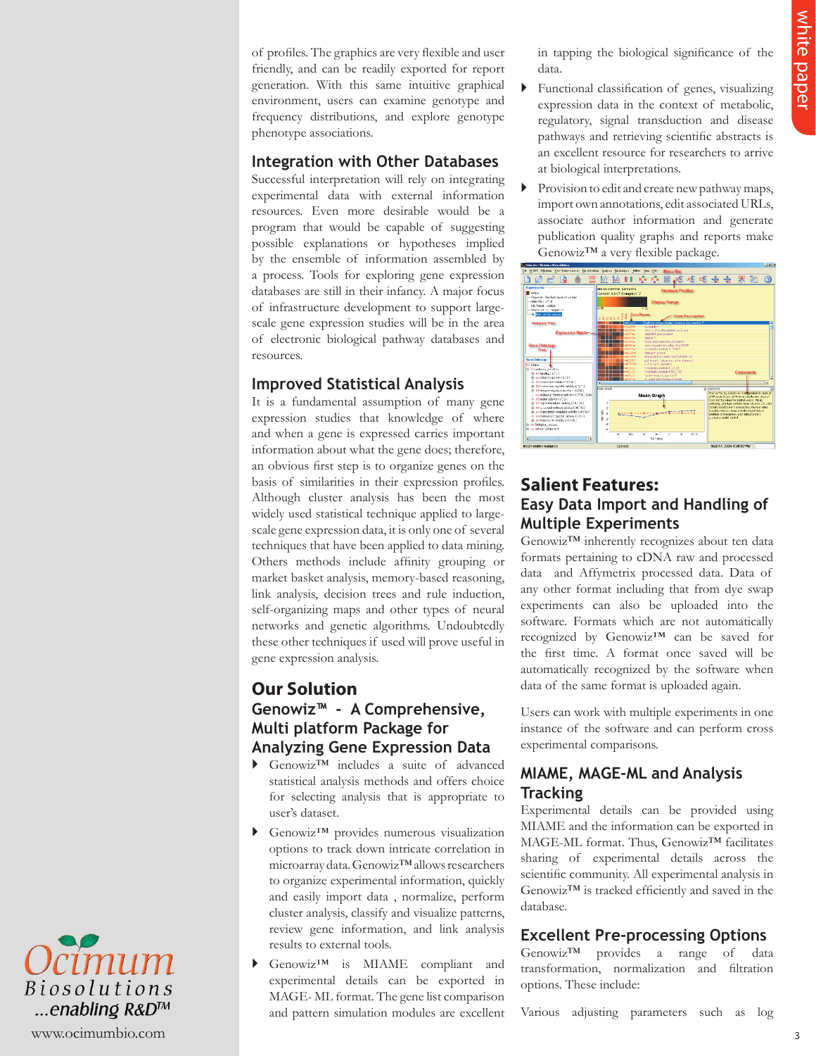of profiles. The graphics are very flexible and user friendly, and can be readily exported for report generation. With this same intuitive graphical environment, users can examine genotype and frequency distributions, and explore genotype phenotype associations.

## Integration with Other Databases

Successful interpretation will rely on integrating experimental data with external information resources. Even more desirable would be a program that would be capable of suggesting possible explanations or hypotheses implied by the ensemble of information assembled by a process. Tools for exploring gene expression databases are still in their infancy. A major focus of infrastructure development to support large-scale gene expression studies will be in the area of electronic biological pathway databases and resources.

## Improved Statistical Analysis

It is a fundamental assumption of many gene expression studies that knowledge of where and when a gene is expressed carries important information about what the gene does; therefore, an obvious first step is to organize genes on the basis of similarities in their expression profiles. Although cluster analysis has been the most widely used statistical technique applied to large-scale gene expression data, it is only one of several techniques that have been applied to data mining. Others methods include affinity grouping or market basket analysis, memory-based reasoning, link analysis, decision trees and rule induction, self-organizing maps and other types of neural networks and genetic algorithms. Undoubtedly these other techniques if used will prove useful in gene expression analysis.

## Our Solution

### Genowiz™ - A Comprehensive, Multi platform Package for Analyzing Gene Expression Data

- Genowiz™ includes a suite of advanced statistical analysis methods and offers choice for selecting analysis that is appropriate to user's dataset.
- Genowiz™ provides numerous visualization options to track down intricate correlation in microarray data. Genowiz™ allows researchers to organize experimental information, quickly and easily import data , normalize, perform cluster analysis, classify and visualize patterns, review gene information, and link analysis results to external tools.
- Genowiz™ is MIAME compliant and experimental details can be exported in MAGE- ML format. The gene list comparison and pattern simulation modules are excellent in tapping the biological significance of the data.
- Functional classification of genes, visualizing expression data in the context of metabolic, regulatory, signal transduction and disease pathways and retrieving scientific abstracts is an excellent resource for researchers to arrive at biological interpretations.
- Provision to edit and create new pathway maps, import own annotations, edit associated URLs, associate author information and generate publication quality graphs and reports make Genowiz™ a very flexible package.

## Salient Features:

### Easy Data Import and Handling of Multiple Experiments

Genowiz™ inherently recognizes about ten data formats pertaining to cDNA raw and processed data and Affymetrix processed data. Data of any other format including that from dye swap experiments can also be uploaded into the software. Formats which are not automatically recognized by Genowiz™ can be saved for the first time. A format once saved will be automatically recognized by the software when data of the same format is uploaded again.

Users can work with multiple experiments in one instance of the software and can perform cross experimental comparisons.

### MIAME, MAGE-ML and Analysis Tracking

Experimental details can be provided using MIAME and the information can be exported in MAGE-ML format. Thus, Genowiz™ facilitates sharing of experimental details across the scientific community. All experimental analysis in Genowiz™ is tracked efficiently and saved in the database.

### Excellent Pre-processing Options

Genowiz™ provides a range of data transformation, normalization and filtration options. These include:

Various adjusting parameters such as log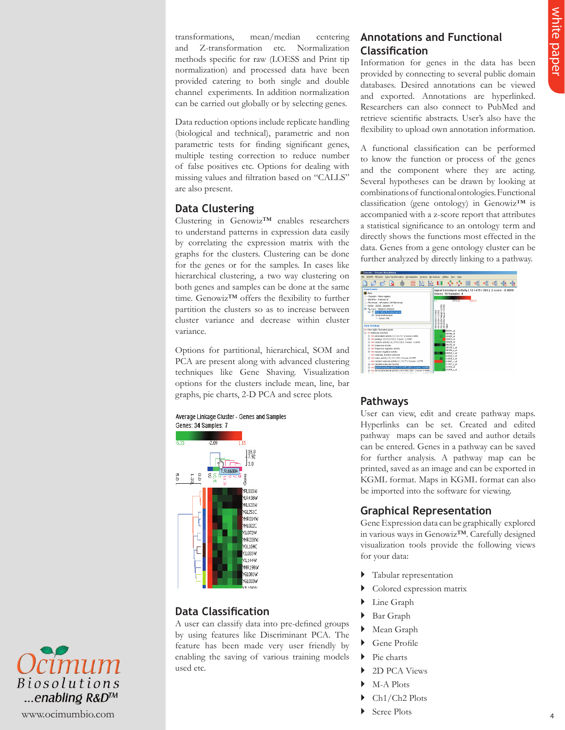transformations, mean/median centering and Z-transformation etc. Normalization methods specific for raw (LOESS and Print tip normalization) and processed data have been provided catering to both single and double channel experiments. In addition normalization can be carried out globally or by selecting genes.

Data reduction options include replicate handling (biological and technical), parametric and non parametric tests for finding significant genes, multiple testing correction to reduce number of false positives etc. Options for dealing with missing values and filtration based on "CALLS" are also present.

## Data Clustering

Clustering in Genowiz™ enables researchers to understand patterns in expression data easily by correlating the expression matrix with the graphs for the clusters. Clustering can be done for the genes or for the samples. In cases like hierarchical clustering, a two way clustering on both genes and samples can be done at the same time. Genowiz™ offers the flexibility to further partition the clusters so as to increase between cluster variance and decrease within cluster variance.

Options for partitional, hierarchical, SOM and PCA are present along with advanced clustering techniques like Gene Shaving. Visualization options for the clusters include mean, line, bar graphs, pie charts, 2-D PCA and scree plots.

## Data Classification

A user can classify data into pre-defined groups by using features like Discriminant PCA. The feature has been made very user friendly by enabling the saving of various training models used etc.

## Annotations and Functional Classification

Information for genes in the data has been provided by connecting to several public domain databases. Desired annotations can be viewed and exported. Annotations are hyperlinked. Researchers can also connect to PubMed and retrieve scientific abstracts. User's also have the flexibility to upload own annotation information.

A functional classification can be performed to know the function or process of the genes and the component where they are acting. Several hypotheses can be drawn by looking at combinations of functional ontologies. Functional classification (gene ontology) in Genowiz™ is accompanied with a z-score report that attributes a statistical significance to an ontology term and directly shows the functions most effected in the data. Genes from a gene ontology cluster can be further analyzed by directly linking to a pathway.

## Pathways

User can view, edit and create pathway maps. Hyperlinks can be set. Created and edited pathway maps can be saved and author details can be entered. Genes in a pathway can be saved for further analysis. A pathway map can be printed, saved as an image and can be exported in KGML format. Maps in KGML format can also be imported into the software for viewing.

## Graphical Representation

Gene Expression data can be graphically explored in various ways in Genowiz™. Carefully designed visualization tools provide the following views for your data:

- Tabular representation
- Colored expression matrix
- Line Graph
- Bar Graph
- Mean Graph
- Gene Profile
- Pie charts
- 2D PCA Views
- M-A Plots
- Ch1/Ch2 Plots
- Scree Plots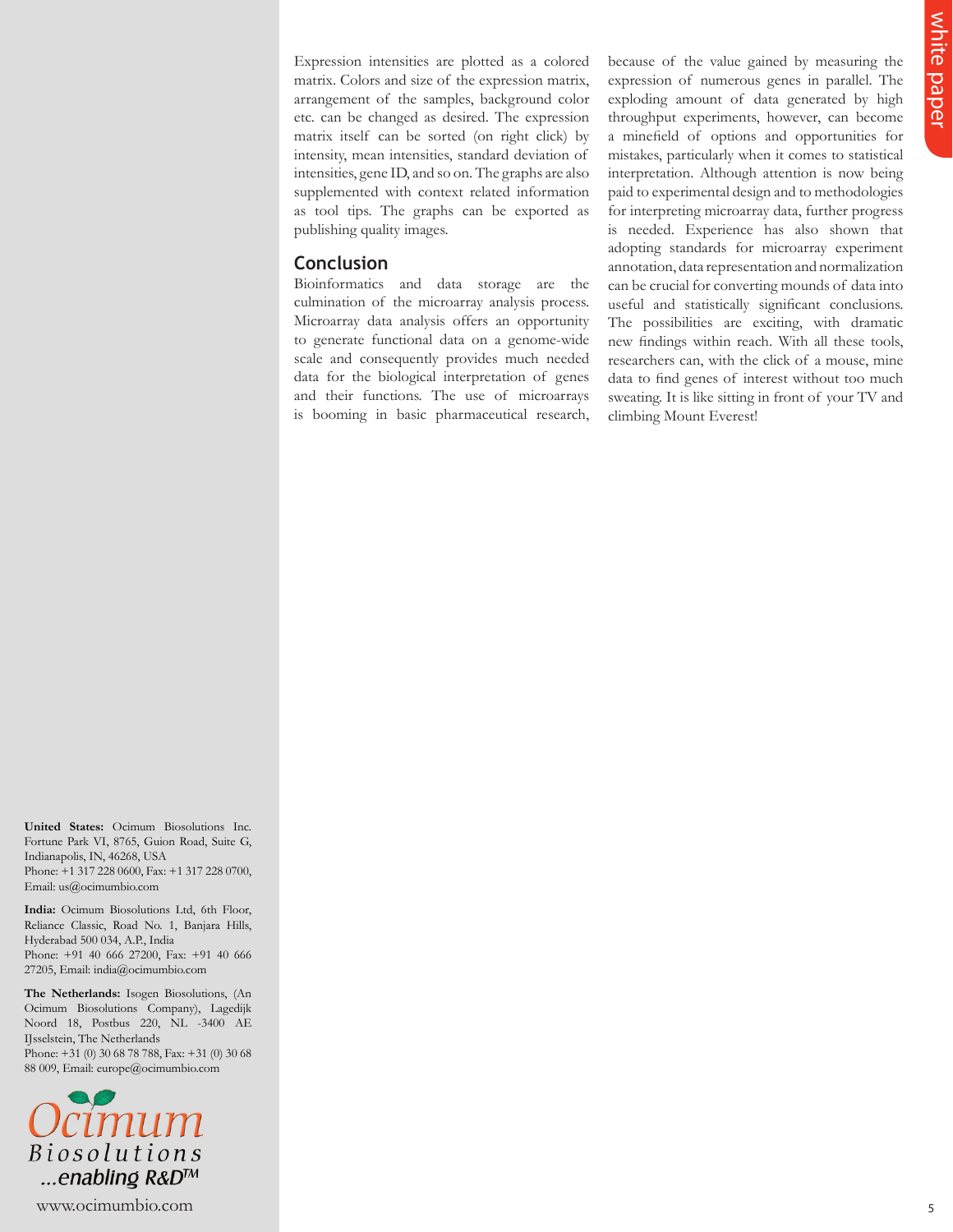Expression intensities are plotted as a colored matrix. Colors and size of the expression matrix, arrangement of the samples, background color etc. can be changed as desired. The expression matrix itself can be sorted (on right click) by intensity, mean intensities, standard deviation of intensities, gene ID, and so on. The graphs are also supplemented with context related information as tool tips. The graphs can be exported as publishing quality images.

## Conclusion

Bioinformatics and data storage are the culmination of the microarray analysis process. Microarray data analysis offers an opportunity to generate functional data on a genome-wide scale and consequently provides much needed data for the biological interpretation of genes and their functions. The use of microarrays is booming in basic pharmaceutical research, because of the value gained by measuring the expression of numerous genes in parallel. The exploding amount of data generated by high throughput experiments, however, can become a minefield of options and opportunities for mistakes, particularly when it comes to statistical interpretation. Although attention is now being paid to experimental design and to methodologies for interpreting microarray data, further progress is needed. Experience has also shown that adopting standards for microarray experiment annotation, data representation and normalization can be crucial for converting mounds of data into useful and statistically significant conclusions. The possibilities are exciting, with dramatic new findings within reach. With all these tools, researchers can, with the click of a mouse, mine data to find genes of interest without too much sweating. It is like sitting in front of your TV and climbing Mount Everest!

**United States:** Ocimum Biosolutions Inc. Fortune Park VI, 8765, Guion Road, Suite G, Indianapolis, IN, 46268, USA
Phone: +1 317 228 0600, Fax: +1 317 228 0700, Email: us@ocimumbio.com

**India:** Ocimum Biosolutions Ltd, 6th Floor, Reliance Classic, Road No. 1, Banjara Hills, Hyderabad 500 034, A.P., India
Phone: +91 40 666 27200, Fax: +91 40 666 27205, Email: india@ocimumbio.com

**The Netherlands:** Isogen Biosolutions, (An Ocimum Biosolutions Company), Lagedijk Noord 18, Postbus 220, NL -3400 AE IJsselstein, The Netherlands
Phone: +31 (0) 30 68 78 788, Fax: +31 (0) 30 68 88 009, Email: europe@ocimumbio.com

Ocimum Biosolutions ...enabling R&D™

www.ocimumbio.com